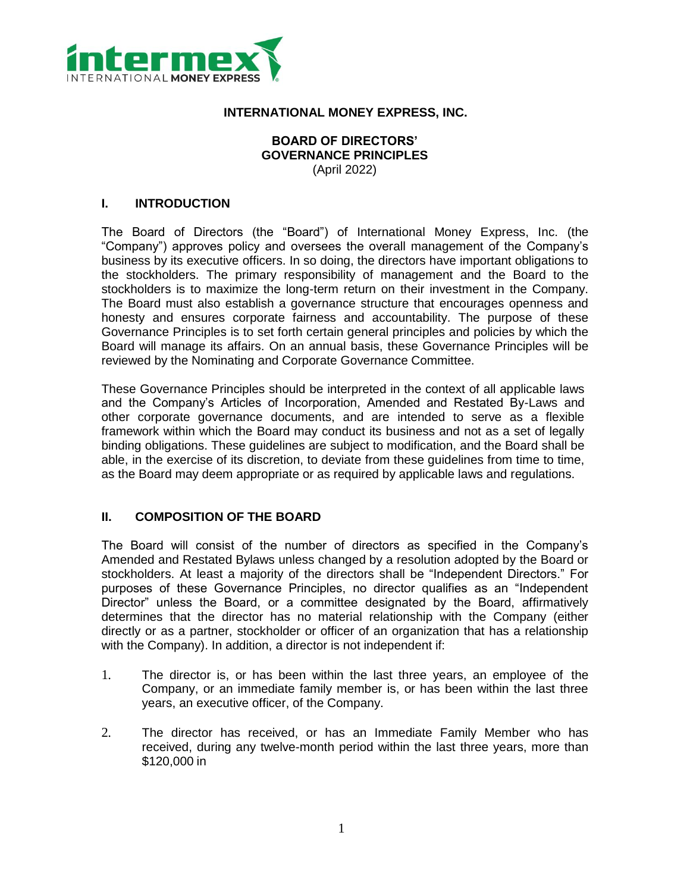# INTERNATIONAL MONEY EXPRESS, INC.

## BOARD OF DIRECTORS' GOVERNANCE PRINCIPLES

(April 2022)

## I. INTRODUCTION

The Board of Directors (the "Board") of International Money Express, Inc. (the "Company") approves policy and oversees the overall management of the Company's business by its executive officers. In so doing, the directors have important obligations to the stockholders. The primary responsibility of management and the Board to the stockholders is to maximize the long-term return on their investment in the Company. The Board must also establish a governance structure that encourages openness and honesty and ensures corporate fairness and accountability. The purpose of these Governance Principles is to set forth certain general principles and policies by which the Board will manage its affairs. On an annual basis, these Governance Principles will be reviewed by the Nominating and Corporate Governance Committee.

These Governance Principles should be interpreted in the context of all applicable laws and the Company's Articles of Incorporation, Amended and Restated By-Laws and other corporate governance documents, and are intended to serve as a flexible framework within which the Board may conduct its business and not as a set of legally binding obligations. These guidelines are subject to modification, and the Board shall be able, in the exercise of its discretion, to deviate from these guidelines from time to time, as the Board may deem appropriate or as required by applicable laws and regulations.

## II. COMPOSITION OF THE BOARD

The Board will consist of the number of directors as specified in the Company's Amended and Restated Bylaws unless changed by a resolution adopted by the Board or stockholders. At least a majority of the directors shall be "Independent Directors." For purposes of these Governance Principles, no director qualifies as an "Independent Director" unless the Board, or a committee designated by the Board, affirmatively determines that the director has no material relationship with the Company (either directly or as a partner, stockholder or officer of an organization that has a relationship with the Company). In addition, a director is not independent if:

1. The director is, or has been within the last three years, an employee of the Company, or an immediate family member is, or has been within the last three years, an executive officer, of the Company.
2. The director has received, or has an Immediate Family Member who has received, during any twelve-month period within the last three years, more than $120,000 in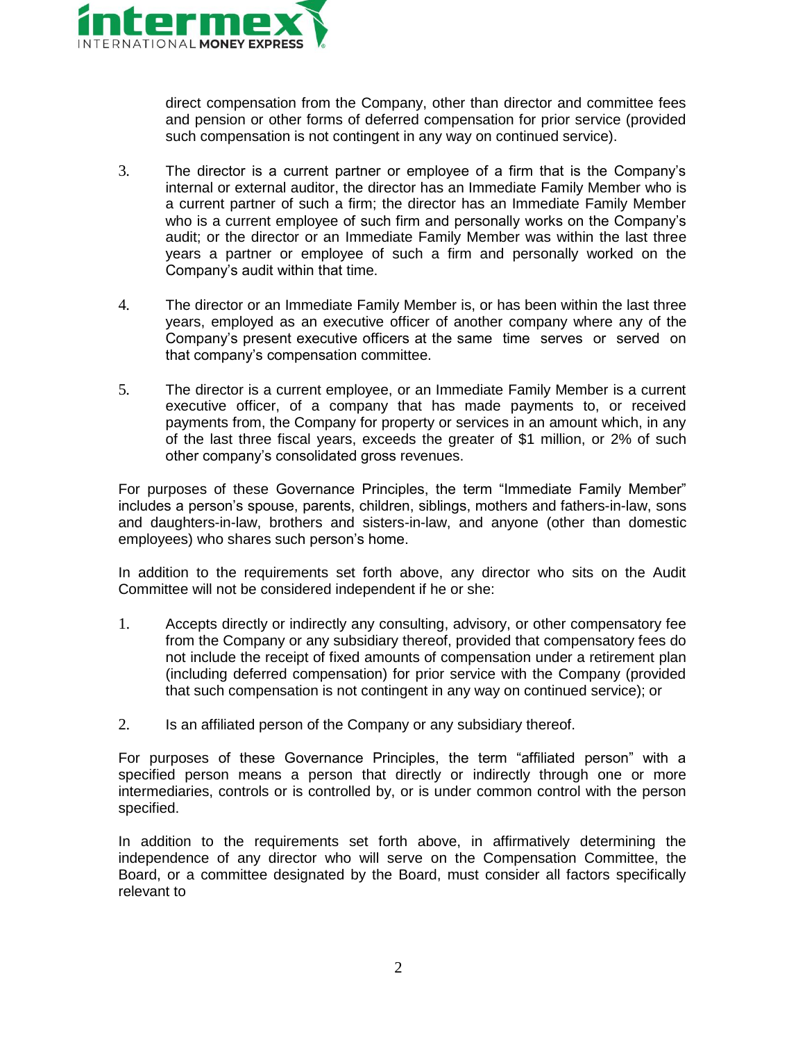direct compensation from the Company, other than director and committee fees and pension or other forms of deferred compensation for prior service (provided such compensation is not contingent in any way on continued service).

3. The director is a current partner or employee of a firm that is the Company's internal or external auditor, the director has an Immediate Family Member who is a current partner of such a firm; the director has an Immediate Family Member who is a current employee of such firm and personally works on the Company's audit; or the director or an Immediate Family Member was within the last three years a partner or employee of such a firm and personally worked on the Company's audit within that time.

4. The director or an Immediate Family Member is, or has been within the last three years, employed as an executive officer of another company where any of the Company's present executive officers at the same time serves or served on that company's compensation committee.

5. The director is a current employee, or an Immediate Family Member is a current executive officer, of a company that has made payments to, or received payments from, the Company for property or services in an amount which, in any of the last three fiscal years, exceeds the greater of $1 million, or 2% of such other company's consolidated gross revenues.

For purposes of these Governance Principles, the term "Immediate Family Member" includes a person's spouse, parents, children, siblings, mothers and fathers-in-law, sons and daughters-in-law, brothers and sisters-in-law, and anyone (other than domestic employees) who shares such person's home.

In addition to the requirements set forth above, any director who sits on the Audit Committee will not be considered independent if he or she:

1. Accepts directly or indirectly any consulting, advisory, or other compensatory fee from the Company or any subsidiary thereof, provided that compensatory fees do not include the receipt of fixed amounts of compensation under a retirement plan (including deferred compensation) for prior service with the Company (provided that such compensation is not contingent in any way on continued service); or

2. Is an affiliated person of the Company or any subsidiary thereof.

For purposes of these Governance Principles, the term "affiliated person" with a specified person means a person that directly or indirectly through one or more intermediaries, controls or is controlled by, or is under common control with the person specified.

In addition to the requirements set forth above, in affirmatively determining the independence of any director who will serve on the Compensation Committee, the Board, or a committee designated by the Board, must consider all factors specifically relevant to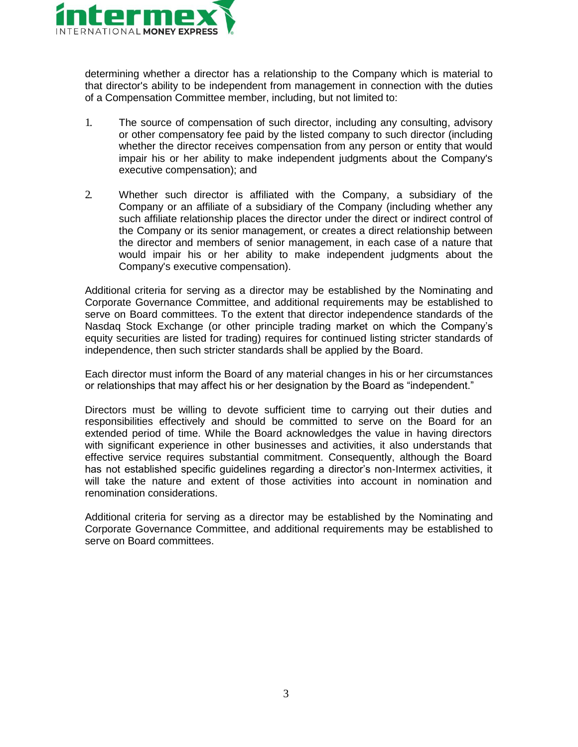determining whether a director has a relationship to the Company which is material to that director's ability to be independent from management in connection with the duties of a Compensation Committee member, including, but not limited to:

1. The source of compensation of such director, including any consulting, advisory or other compensatory fee paid by the listed company to such director (including whether the director receives compensation from any person or entity that would impair his or her ability to make independent judgments about the Company's executive compensation); and

2. Whether such director is affiliated with the Company, a subsidiary of the Company or an affiliate of a subsidiary of the Company (including whether any such affiliate relationship places the director under the direct or indirect control of the Company or its senior management, or creates a direct relationship between the director and members of senior management, in each case of a nature that would impair his or her ability to make independent judgments about the Company's executive compensation).

Additional criteria for serving as a director may be established by the Nominating and Corporate Governance Committee, and additional requirements may be established to serve on Board committees. To the extent that director independence standards of the Nasdaq Stock Exchange (or other principle trading market on which the Company's equity securities are listed for trading) requires for continued listing stricter standards of independence, then such stricter standards shall be applied by the Board.

Each director must inform the Board of any material changes in his or her circumstances or relationships that may affect his or her designation by the Board as "independent."

Directors must be willing to devote sufficient time to carrying out their duties and responsibilities effectively and should be committed to serve on the Board for an extended period of time. While the Board acknowledges the value in having directors with significant experience in other businesses and activities, it also understands that effective service requires substantial commitment. Consequently, although the Board has not established specific guidelines regarding a director's non-Intermex activities, it will take the nature and extent of those activities into account in nomination and renomination considerations.

Additional criteria for serving as a director may be established by the Nominating and Corporate Governance Committee, and additional requirements may be established to serve on Board committees.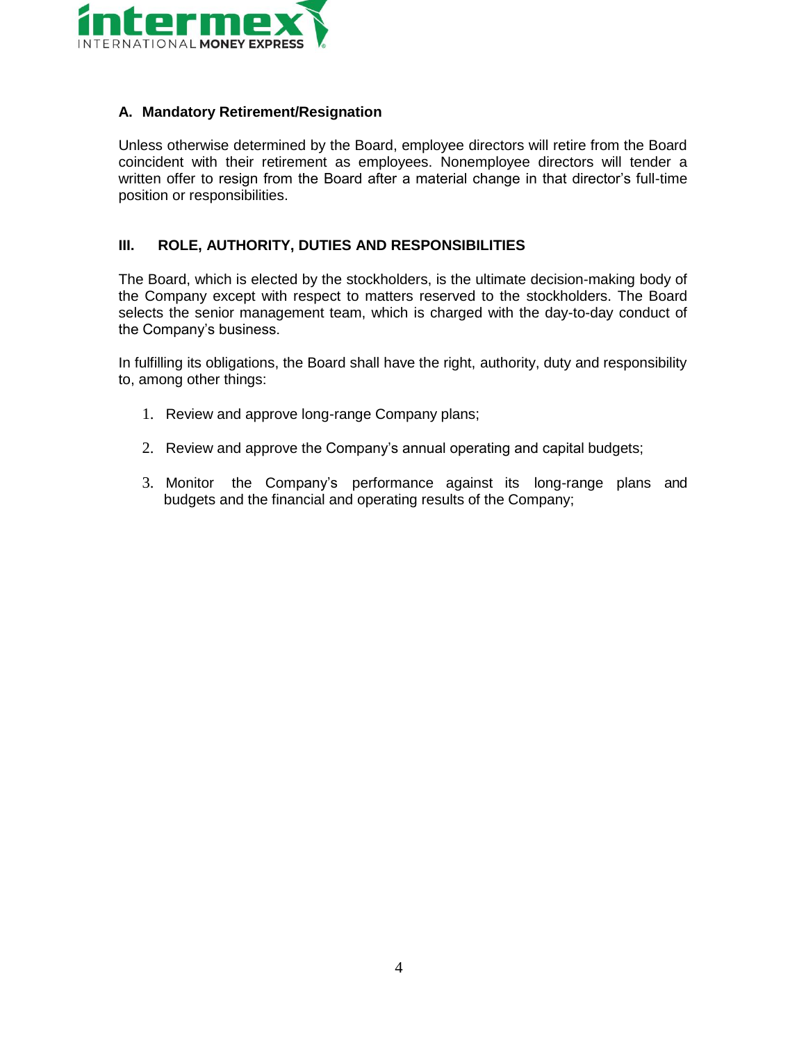### A. Mandatory Retirement/Resignation

Unless otherwise determined by the Board, employee directors will retire from the Board coincident with their retirement as employees. Nonemployee directors will tender a written offer to resign from the Board after a material change in that director's full-time position or responsibilities.

## III. ROLE, AUTHORITY, DUTIES AND RESPONSIBILITIES

The Board, which is elected by the stockholders, is the ultimate decision-making body of the Company except with respect to matters reserved to the stockholders. The Board selects the senior management team, which is charged with the day-to-day conduct of the Company's business.

In fulfilling its obligations, the Board shall have the right, authority, duty and responsibility to, among other things:

1. Review and approve long-range Company plans;
2. Review and approve the Company's annual operating and capital budgets;
3. Monitor the Company's performance against its long-range plans and budgets and the financial and operating results of the Company;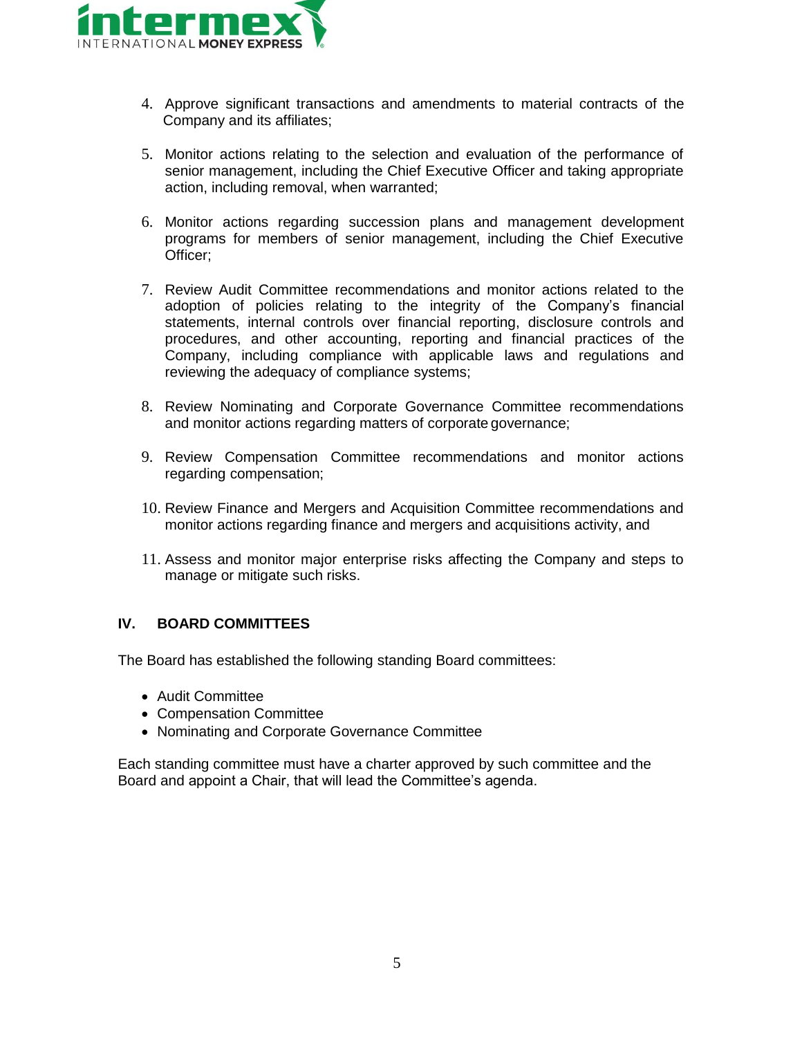4. Approve significant transactions and amendments to material contracts of the Company and its affiliates;

5. Monitor actions relating to the selection and evaluation of the performance of senior management, including the Chief Executive Officer and taking appropriate action, including removal, when warranted;

6. Monitor actions regarding succession plans and management development programs for members of senior management, including the Chief Executive Officer;

7. Review Audit Committee recommendations and monitor actions related to the adoption of policies relating to the integrity of the Company's financial statements, internal controls over financial reporting, disclosure controls and procedures, and other accounting, reporting and financial practices of the Company, including compliance with applicable laws and regulations and reviewing the adequacy of compliance systems;

8. Review Nominating and Corporate Governance Committee recommendations and monitor actions regarding matters of corporate governance;

9. Review Compensation Committee recommendations and monitor actions regarding compensation;

10. Review Finance and Mergers and Acquisition Committee recommendations and monitor actions regarding finance and mergers and acquisitions activity, and

11. Assess and monitor major enterprise risks affecting the Company and steps to manage or mitigate such risks.

## IV. BOARD COMMITTEES

The Board has established the following standing Board committees:

- Audit Committee
- Compensation Committee
- Nominating and Corporate Governance Committee

Each standing committee must have a charter approved by such committee and the Board and appoint a Chair, that will lead the Committee's agenda.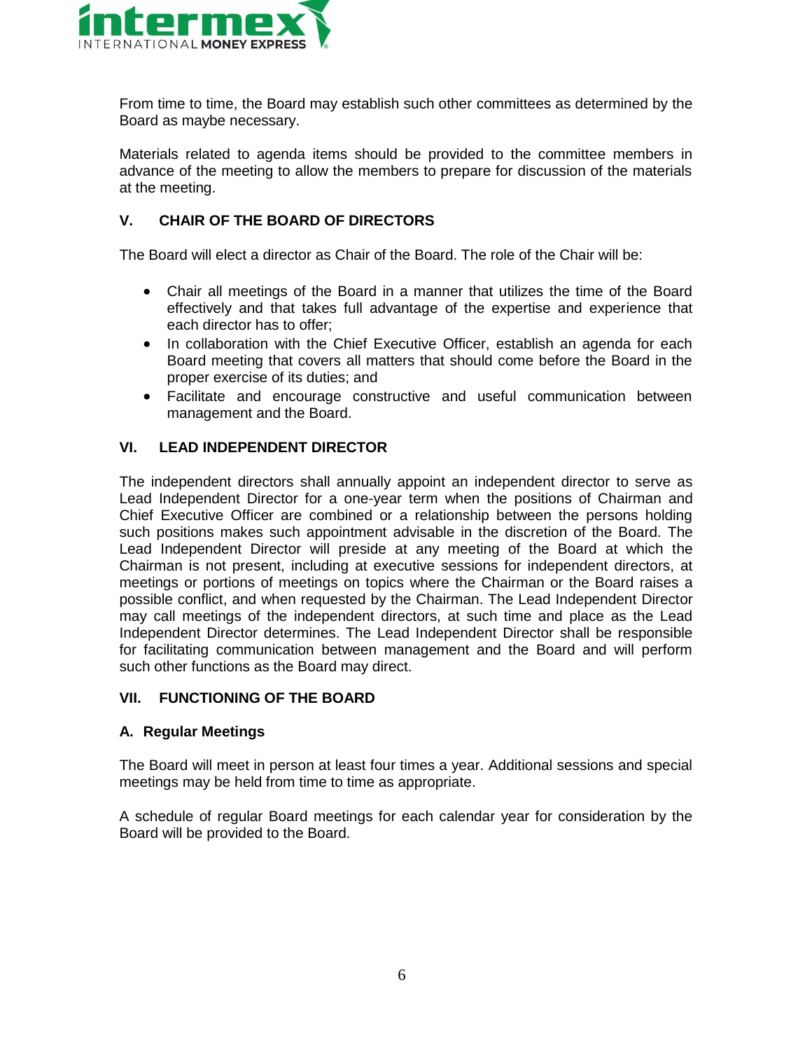From time to time, the Board may establish such other committees as determined by the Board as maybe necessary.

Materials related to agenda items should be provided to the committee members in advance of the meeting to allow the members to prepare for discussion of the materials at the meeting.

## V. CHAIR OF THE BOARD OF DIRECTORS

The Board will elect a director as Chair of the Board. The role of the Chair will be:

- Chair all meetings of the Board in a manner that utilizes the time of the Board effectively and that takes full advantage of the expertise and experience that each director has to offer;
- In collaboration with the Chief Executive Officer, establish an agenda for each Board meeting that covers all matters that should come before the Board in the proper exercise of its duties; and
- Facilitate and encourage constructive and useful communication between management and the Board.

## VI. LEAD INDEPENDENT DIRECTOR

The independent directors shall annually appoint an independent director to serve as Lead Independent Director for a one-year term when the positions of Chairman and Chief Executive Officer are combined or a relationship between the persons holding such positions makes such appointment advisable in the discretion of the Board. The Lead Independent Director will preside at any meeting of the Board at which the Chairman is not present, including at executive sessions for independent directors, at meetings or portions of meetings on topics where the Chairman or the Board raises a possible conflict, and when requested by the Chairman. The Lead Independent Director may call meetings of the independent directors, at such time and place as the Lead Independent Director determines. The Lead Independent Director shall be responsible for facilitating communication between management and the Board and will perform such other functions as the Board may direct.

## VII. FUNCTIONING OF THE BOARD

### A. Regular Meetings

The Board will meet in person at least four times a year. Additional sessions and special meetings may be held from time to time as appropriate.

A schedule of regular Board meetings for each calendar year for consideration by the Board will be provided to the Board.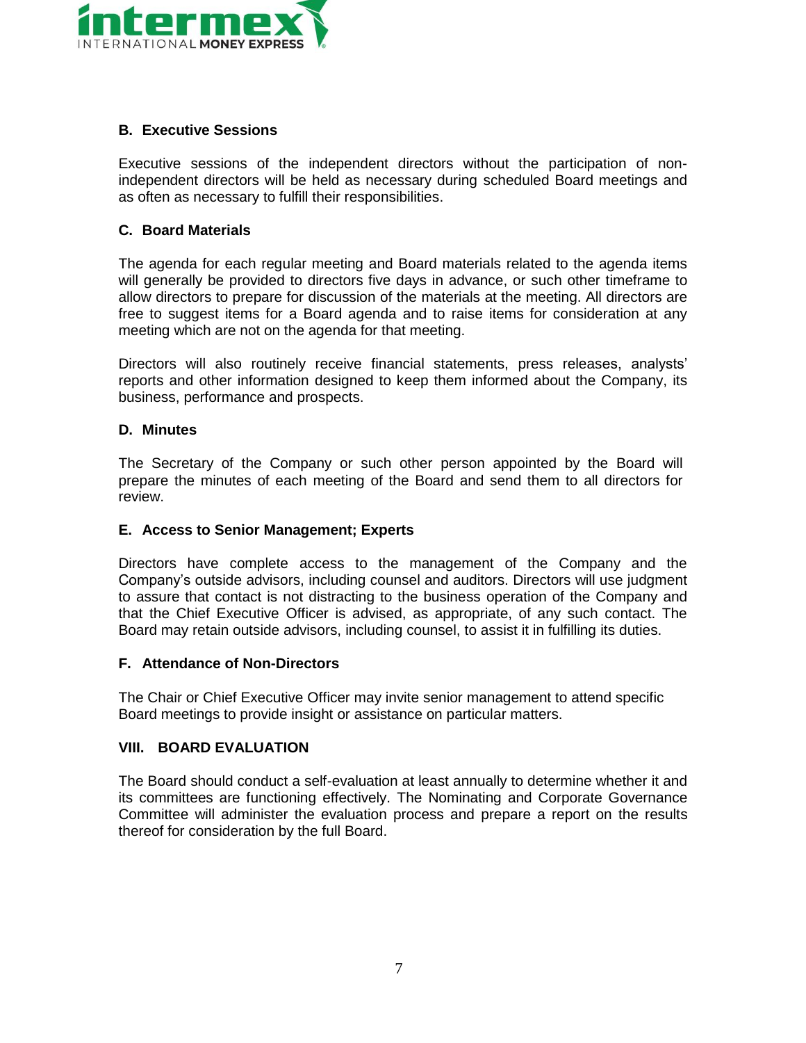### B. Executive Sessions

Executive sessions of the independent directors without the participation of non-independent directors will be held as necessary during scheduled Board meetings and as often as necessary to fulfill their responsibilities.

### C. Board Materials

The agenda for each regular meeting and Board materials related to the agenda items will generally be provided to directors five days in advance, or such other timeframe to allow directors to prepare for discussion of the materials at the meeting. All directors are free to suggest items for a Board agenda and to raise items for consideration at any meeting which are not on the agenda for that meeting.

Directors will also routinely receive financial statements, press releases, analysts' reports and other information designed to keep them informed about the Company, its business, performance and prospects.

### D. Minutes

The Secretary of the Company or such other person appointed by the Board will prepare the minutes of each meeting of the Board and send them to all directors for review.

### E. Access to Senior Management; Experts

Directors have complete access to the management of the Company and the Company's outside advisors, including counsel and auditors. Directors will use judgment to assure that contact is not distracting to the business operation of the Company and that the Chief Executive Officer is advised, as appropriate, of any such contact. The Board may retain outside advisors, including counsel, to assist it in fulfilling its duties.

### F. Attendance of Non-Directors

The Chair or Chief Executive Officer may invite senior management to attend specific Board meetings to provide insight or assistance on particular matters.

## VIII. BOARD EVALUATION

The Board should conduct a self-evaluation at least annually to determine whether it and its committees are functioning effectively. The Nominating and Corporate Governance Committee will administer the evaluation process and prepare a report on the results thereof for consideration by the full Board.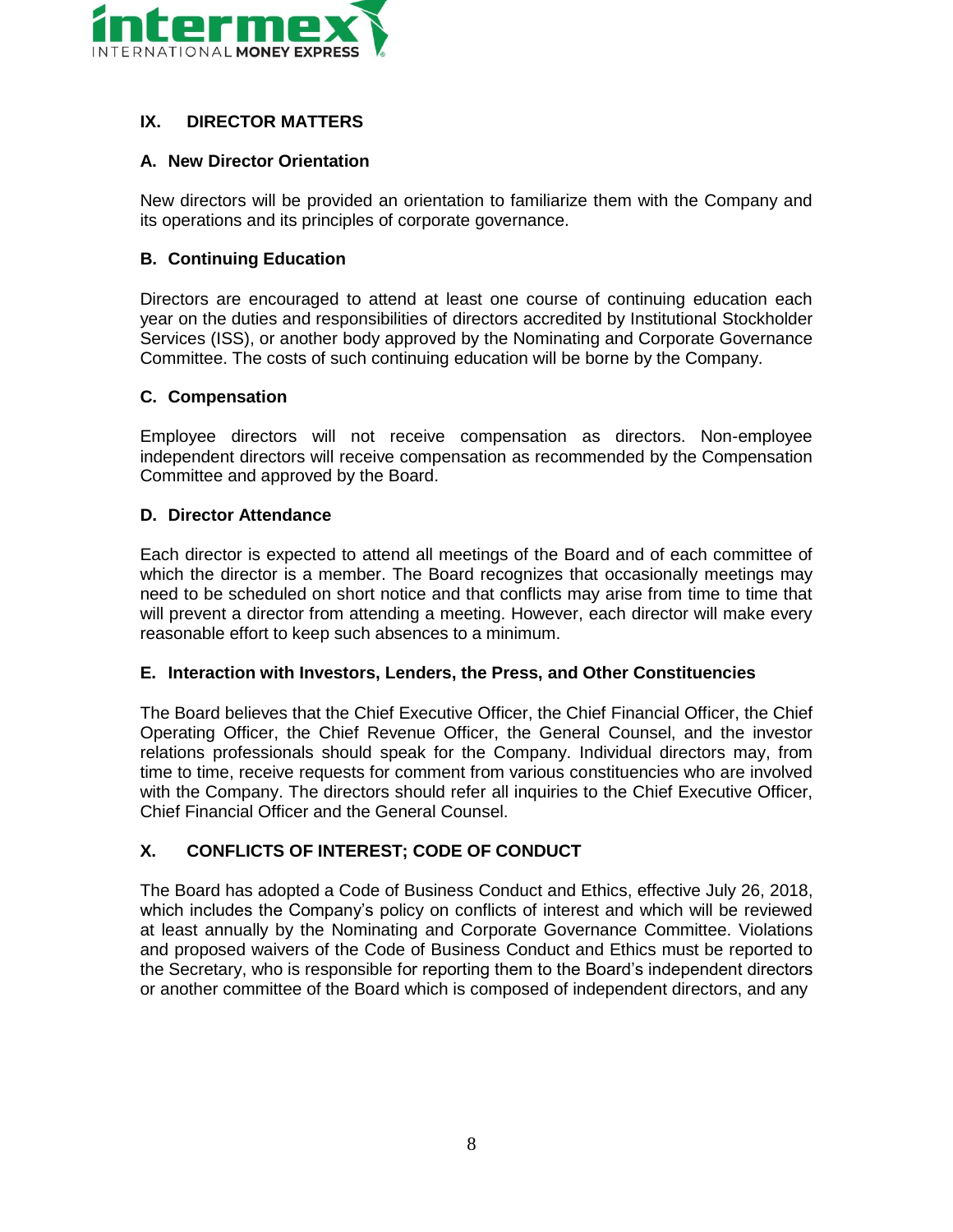## IX. DIRECTOR MATTERS

### A. New Director Orientation

New directors will be provided an orientation to familiarize them with the Company and its operations and its principles of corporate governance.

### B. Continuing Education

Directors are encouraged to attend at least one course of continuing education each year on the duties and responsibilities of directors accredited by Institutional Stockholder Services (ISS), or another body approved by the Nominating and Corporate Governance Committee. The costs of such continuing education will be borne by the Company.

### C. Compensation

Employee directors will not receive compensation as directors. Non-employee independent directors will receive compensation as recommended by the Compensation Committee and approved by the Board.

### D. Director Attendance

Each director is expected to attend all meetings of the Board and of each committee of which the director is a member. The Board recognizes that occasionally meetings may need to be scheduled on short notice and that conflicts may arise from time to time that will prevent a director from attending a meeting. However, each director will make every reasonable effort to keep such absences to a minimum.

### E. Interaction with Investors, Lenders, the Press, and Other Constituencies

The Board believes that the Chief Executive Officer, the Chief Financial Officer, the Chief Operating Officer, the Chief Revenue Officer, the General Counsel, and the investor relations professionals should speak for the Company. Individual directors may, from time to time, receive requests for comment from various constituencies who are involved with the Company. The directors should refer all inquiries to the Chief Executive Officer, Chief Financial Officer and the General Counsel.

## X. CONFLICTS OF INTEREST; CODE OF CONDUCT

The Board has adopted a Code of Business Conduct and Ethics, effective July 26, 2018, which includes the Company's policy on conflicts of interest and which will be reviewed at least annually by the Nominating and Corporate Governance Committee. Violations and proposed waivers of the Code of Business Conduct and Ethics must be reported to the Secretary, who is responsible for reporting them to the Board's independent directors or another committee of the Board which is composed of independent directors, and any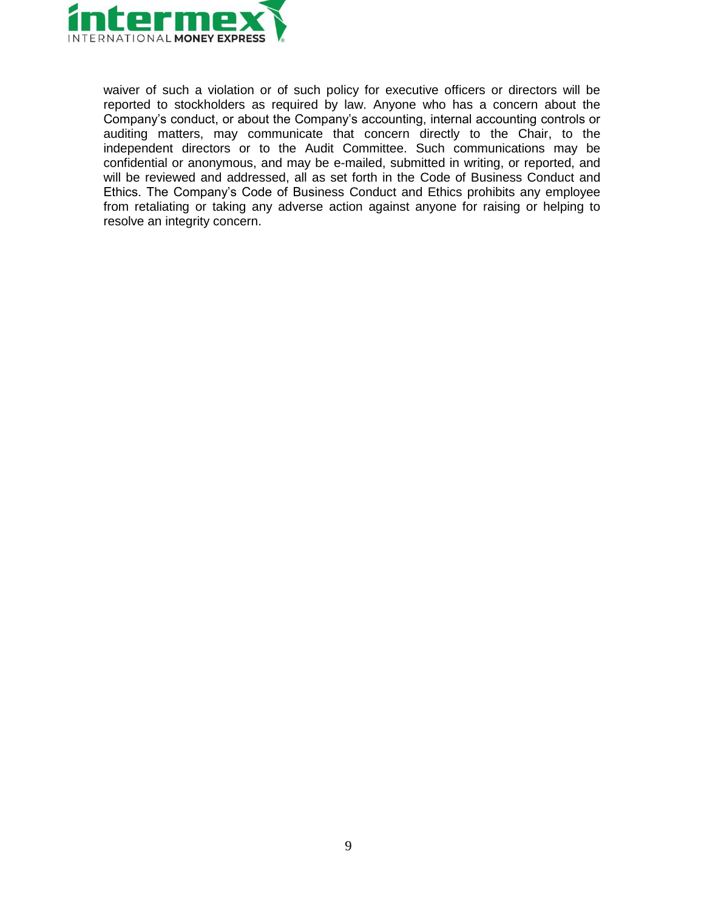waiver of such a violation or of such policy for executive officers or directors will be reported to stockholders as required by law. Anyone who has a concern about the Company's conduct, or about the Company's accounting, internal accounting controls or auditing matters, may communicate that concern directly to the Chair, to the independent directors or to the Audit Committee. Such communications may be confidential or anonymous, and may be e-mailed, submitted in writing, or reported, and will be reviewed and addressed, all as set forth in the Code of Business Conduct and Ethics. The Company's Code of Business Conduct and Ethics prohibits any employee from retaliating or taking any adverse action against anyone for raising or helping to resolve an integrity concern.